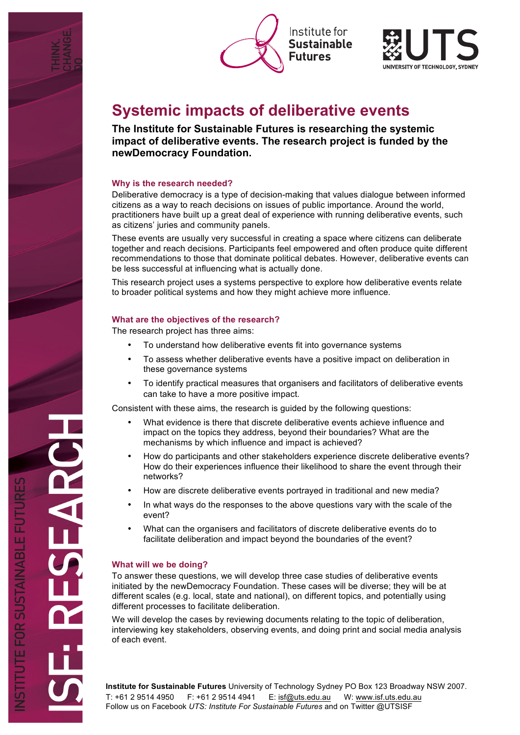# Systemic impacts of deliberative events

**The Institute for Sustainable Futures is researching the systemic impact of deliberative events. The research project is funded by the newDemocracy Foundation.**

### Why is the research needed?

Deliberative democracy is a type of decision-making that values dialogue between informed citizens as a way to reach decisions on issues of public importance. Around the world, practitioners have built up a great deal of experience with running deliberative events, such as citizens' juries and community panels.

These events are usually very successful in creating a space where citizens can deliberate together and reach decisions. Participants feel empowered and often produce quite different recommendations to those that dominate political debates. However, deliberative events can be less successful at influencing what is actually done.

This research project uses a systems perspective to explore how deliberative events relate to broader political systems and how they might achieve more influence.

### What are the objectives of the research?

The research project has three aims:

- To understand how deliberative events fit into governance systems
- To assess whether deliberative events have a positive impact on deliberation in these governance systems
- To identify practical measures that organisers and facilitators of deliberative events can take to have a more positive impact.

Consistent with these aims, the research is guided by the following questions:

- What evidence is there that discrete deliberative events achieve influence and impact on the topics they address, beyond their boundaries? What are the mechanisms by which influence and impact is achieved?
- How do participants and other stakeholders experience discrete deliberative events? How do their experiences influence their likelihood to share the event through their networks?
- How are discrete deliberative events portrayed in traditional and new media?
- In what ways do the responses to the above questions vary with the scale of the event?
- What can the organisers and facilitators of discrete deliberative events do to facilitate deliberation and impact beyond the boundaries of the event?

### What will we be doing?

To answer these questions, we will develop three case studies of deliberative events initiated by the newDemocracy Foundation. These cases will be diverse; they will be at different scales (e.g. local, state and national), on different topics, and potentially using different processes to facilitate deliberation.

We will develop the cases by reviewing documents relating to the topic of deliberation, interviewing key stakeholders, observing events, and doing print and social media analysis of each event.

**Institute for Sustainable Futures** University of Technology Sydney PO Box 123 Broadway NSW 2007.
T: +61 2 9514 4950 F: +61 2 9514 4941 E: isf@uts.edu.au W: www.isf.uts.edu.au
Follow us on Facebook *UTS: Institute For Sustainable Futures* and on Twitter @UTSISF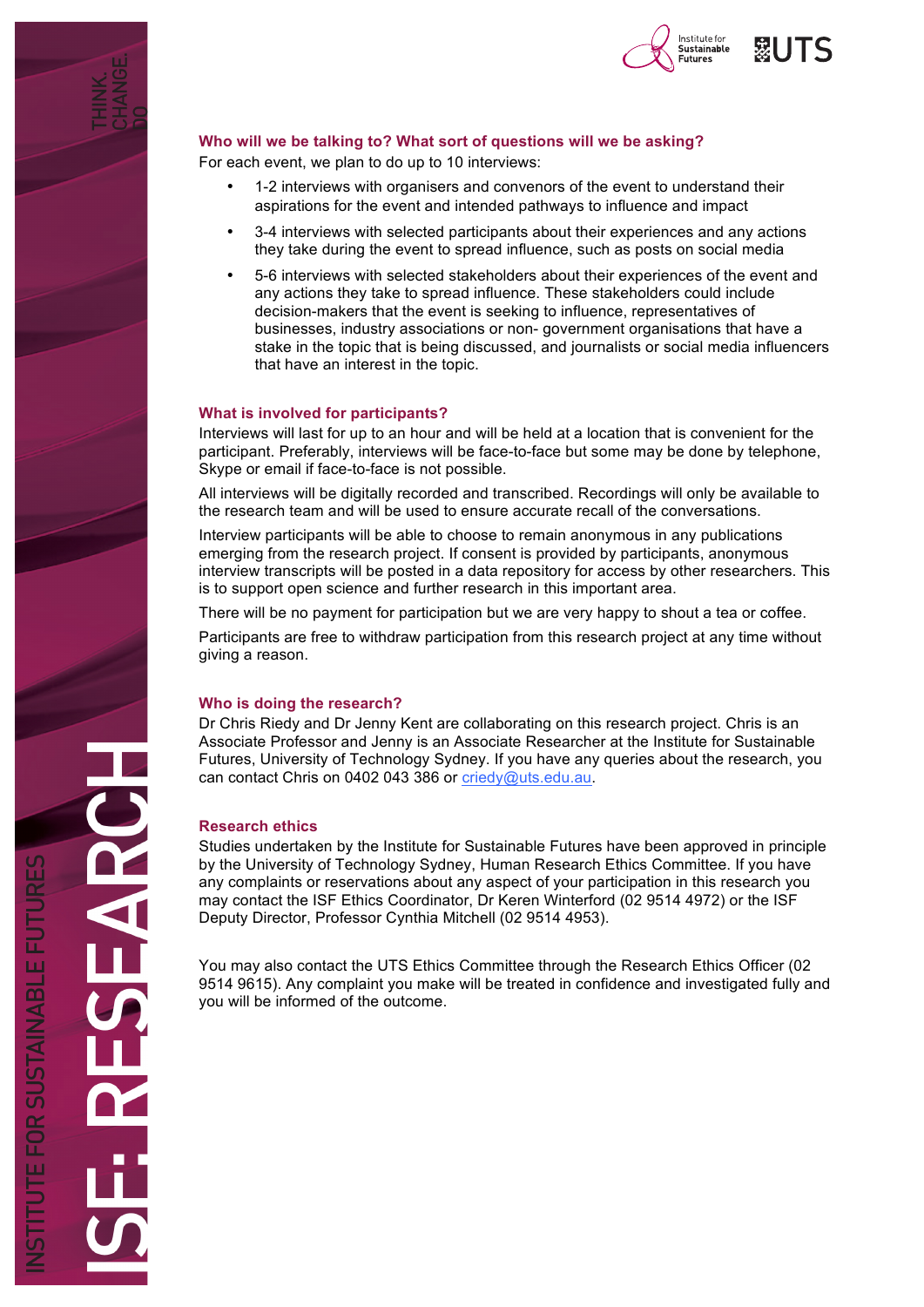### Who will we be talking to? What sort of questions will we be asking?

For each event, we plan to do up to 10 interviews:

- 1-2 interviews with organisers and convenors of the event to understand their aspirations for the event and intended pathways to influence and impact
- 3-4 interviews with selected participants about their experiences and any actions they take during the event to spread influence, such as posts on social media
- 5-6 interviews with selected stakeholders about their experiences of the event and any actions they take to spread influence. These stakeholders could include decision-makers that the event is seeking to influence, representatives of businesses, industry associations or non- government organisations that have a stake in the topic that is being discussed, and journalists or social media influencers that have an interest in the topic.

### What is involved for participants?

Interviews will last for up to an hour and will be held at a location that is convenient for the participant. Preferably, interviews will be face-to-face but some may be done by telephone, Skype or email if face-to-face is not possible.

All interviews will be digitally recorded and transcribed. Recordings will only be available to the research team and will be used to ensure accurate recall of the conversations.

Interview participants will be able to choose to remain anonymous in any publications emerging from the research project. If consent is provided by participants, anonymous interview transcripts will be posted in a data repository for access by other researchers. This is to support open science and further research in this important area.

There will be no payment for participation but we are very happy to shout a tea or coffee.

Participants are free to withdraw participation from this research project at any time without giving a reason.

### Who is doing the research?

Dr Chris Riedy and Dr Jenny Kent are collaborating on this research project. Chris is an Associate Professor and Jenny is an Associate Researcher at the Institute for Sustainable Futures, University of Technology Sydney. If you have any queries about the research, you can contact Chris on 0402 043 386 or criedy@uts.edu.au.

### Research ethics

Studies undertaken by the Institute for Sustainable Futures have been approved in principle by the University of Technology Sydney, Human Research Ethics Committee. If you have any complaints or reservations about any aspect of your participation in this research you may contact the ISF Ethics Coordinator, Dr Keren Winterford (02 9514 4972) or the ISF Deputy Director, Professor Cynthia Mitchell (02 9514 4953).

You may also contact the UTS Ethics Committee through the Research Ethics Officer (02 9514 9615). Any complaint you make will be treated in confidence and investigated fully and you will be informed of the outcome.